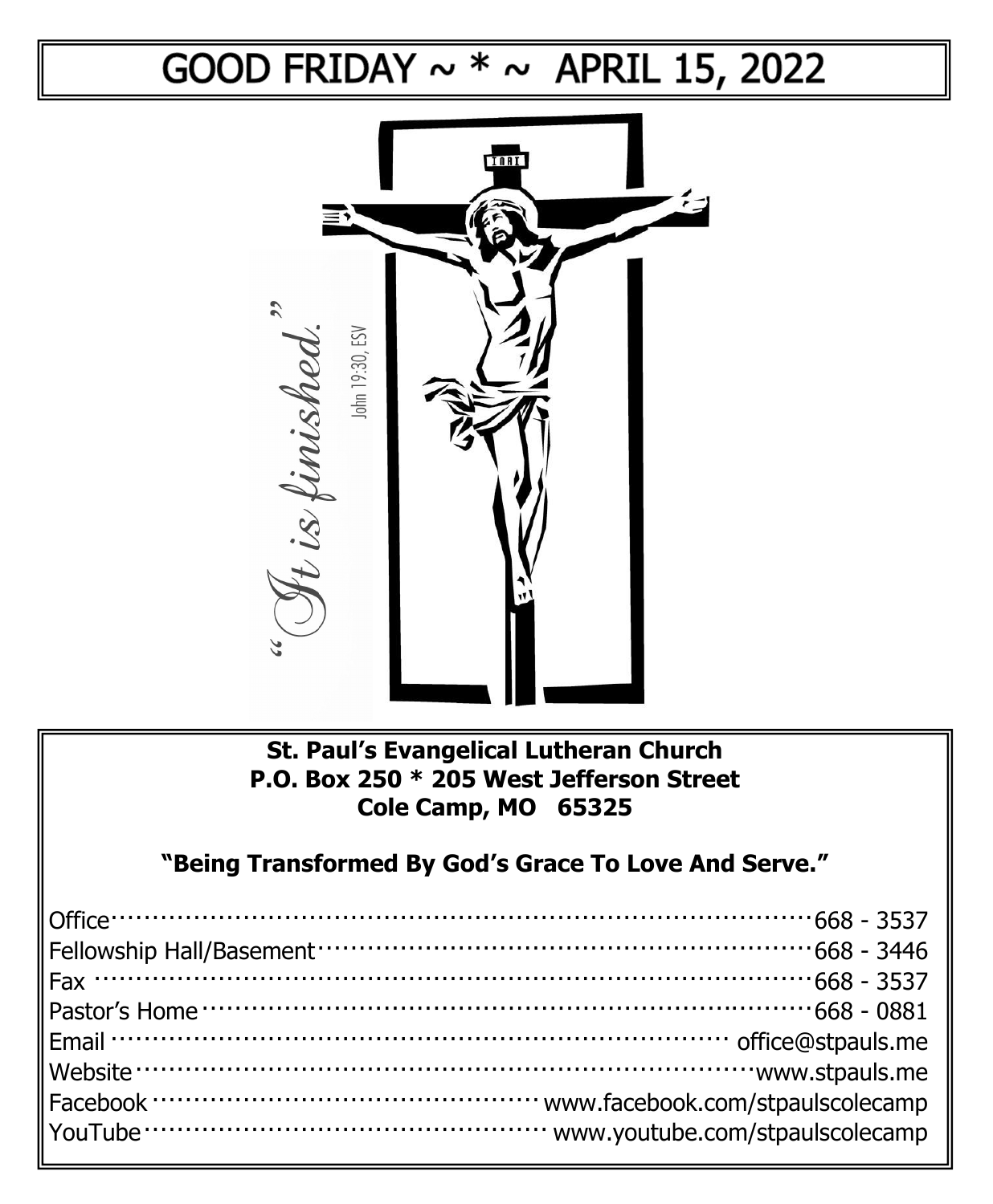# GOOD FRIDAY ~ * ~ APRIL 15, 2022

*"It is finished."* John 19:30, ESV

**St. Paul's Evangelical Lutheran Church**
**P.O. Box 250 * 205 West Jefferson Street**
**Cole Camp, MO 65325**

**"Being Transformed By God's Grace To Love And Serve."**

| | |
|---|---|
| Office | 668 - 3537 |
| Fellowship Hall/Basement | 668 - 3446 |
| Fax | 668 - 3537 |
| Pastor's Home | 668 - 0881 |
| Email | office@stpauls.me |
| Website | www.stpauls.me |
| Facebook | www.facebook.com/stpaulscolecamp |
| YouTube | www.youtube.com/stpaulscolecamp |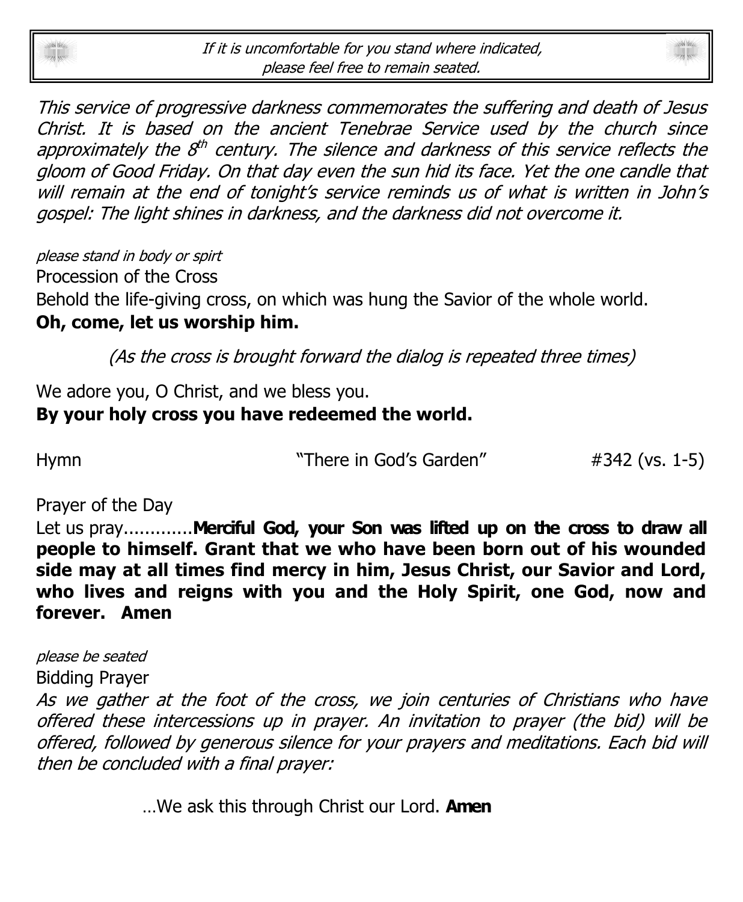*If it is uncomfortable for you stand where indicated, please feel free to remain seated.*

*This service of progressive darkness commemorates the suffering and death of Jesus Christ. It is based on the ancient Tenebrae Service used by the church since approximately the 8th century. The silence and darkness of this service reflects the gloom of Good Friday. On that day even the sun hid its face. Yet the one candle that will remain at the end of tonight's service reminds us of what is written in John's gospel: The light shines in darkness, and the darkness did not overcome it.*

*please stand in body or spirt*

Procession of the Cross

Behold the life-giving cross, on which was hung the Savior of the whole world.

**Oh, come, let us worship him.**

*(As the cross is brought forward the dialog is repeated three times)*

We adore you, O Christ, and we bless you.

**By your holy cross you have redeemed the world.**

Hymn "There in God's Garden" #342 (vs. 1-5)

Prayer of the Day

Let us pray.............**Merciful God, your Son was lifted up on the cross to draw all people to himself. Grant that we who have been born out of his wounded side may at all times find mercy in him, Jesus Christ, our Savior and Lord, who lives and reigns with you and the Holy Spirit, one God, now and forever. Amen**

*please be seated*

Bidding Prayer

*As we gather at the foot of the cross, we join centuries of Christians who have offered these intercessions up in prayer. An invitation to prayer (the bid) will be offered, followed by generous silence for your prayers and meditations. Each bid will then be concluded with a final prayer:*

…We ask this through Christ our Lord. **Amen**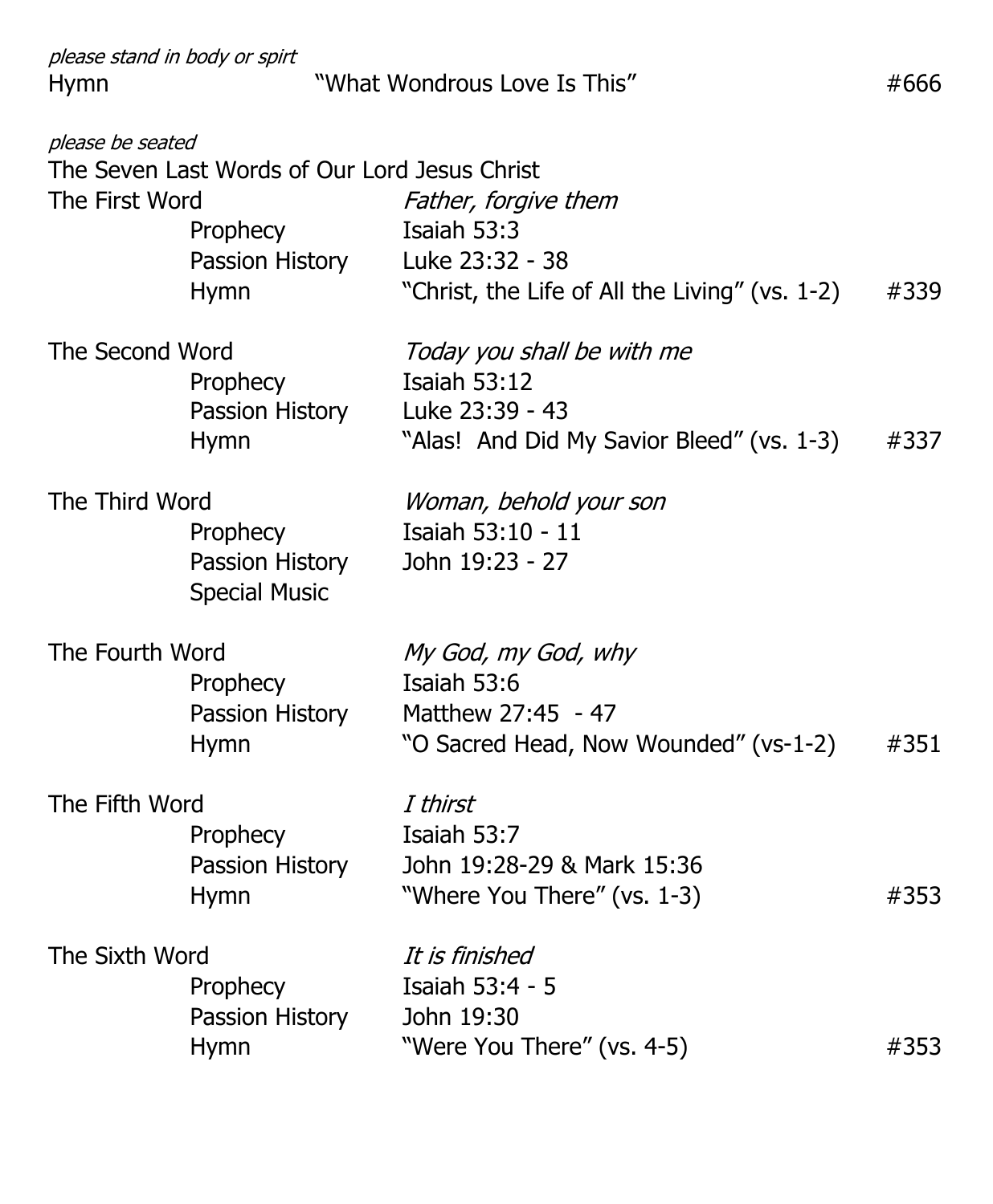*please stand in body or spirt*

Hymn — "What Wondrous Love Is This" — #666

*please be seated*

The Seven Last Words of Our Lord Jesus Christ

| | | | |
|---|---|---|---|
| The First Word | | *Father, forgive them* | |
| | Prophecy | Isaiah 53:3 | |
| | Passion History | Luke 23:32 - 38 | |
| | Hymn | "Christ, the Life of All the Living" (vs. 1-2) | #339 |
| The Second Word | | *Today you shall be with me* | |
| | Prophecy | Isaiah 53:12 | |
| | Passion History | Luke 23:39 - 43 | |
| | Hymn | "Alas! And Did My Savior Bleed" (vs. 1-3) | #337 |
| The Third Word | | *Woman, behold your son* | |
| | Prophecy | Isaiah 53:10 - 11 | |
| | Passion History | John 19:23 - 27 | |
| | Special Music | | |
| The Fourth Word | | *My God, my God, why* | |
| | Prophecy | Isaiah 53:6 | |
| | Passion History | Matthew 27:45 - 47 | |
| | Hymn | "O Sacred Head, Now Wounded" (vs-1-2) | #351 |
| The Fifth Word | | *I thirst* | |
| | Prophecy | Isaiah 53:7 | |
| | Passion History | John 19:28-29 & Mark 15:36 | |
| | Hymn | "Where You There" (vs. 1-3) | #353 |
| The Sixth Word | | *It is finished* | |
| | Prophecy | Isaiah 53:4 - 5 | |
| | Passion History | John 19:30 | |
| | Hymn | "Were You There" (vs. 4-5) | #353 |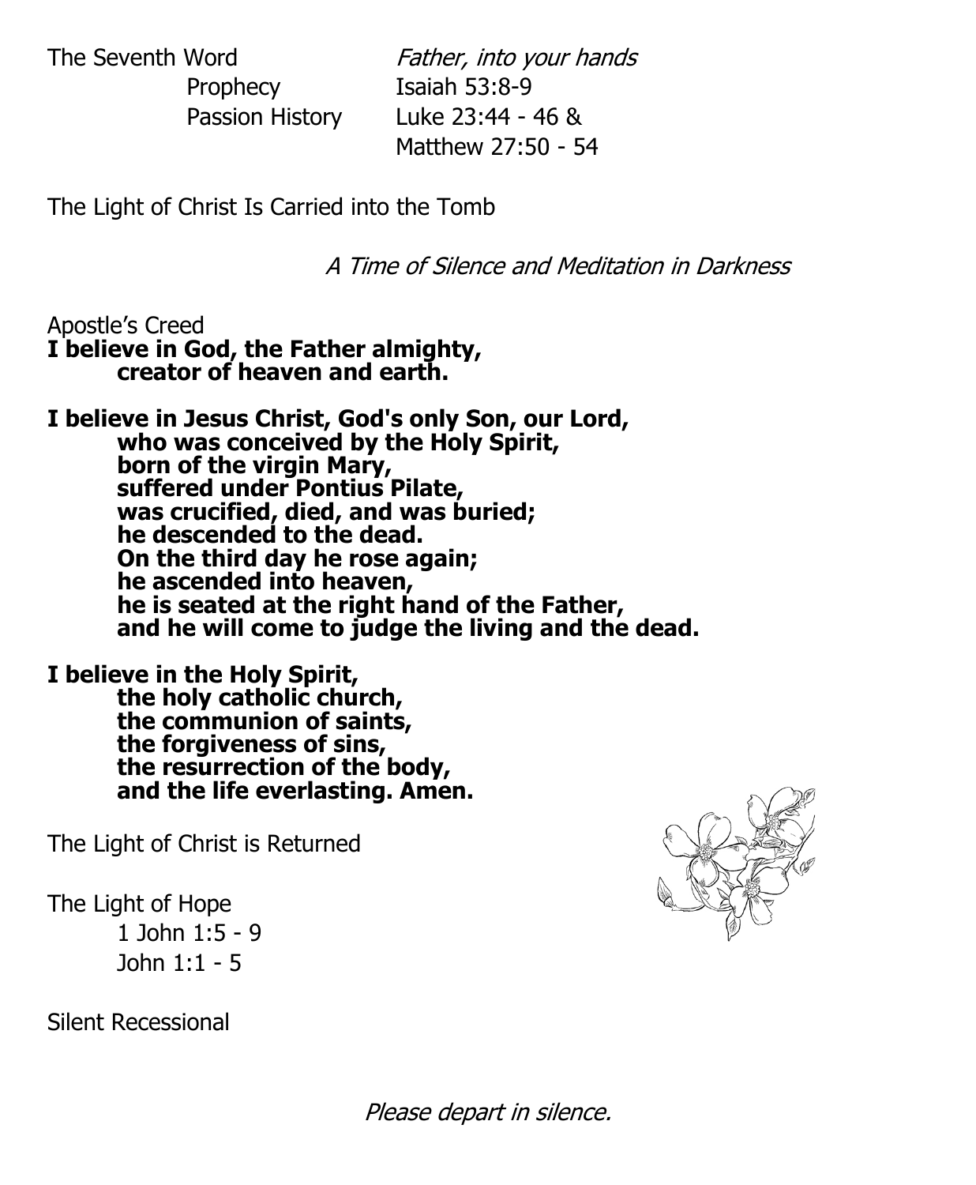The Seventh Word *Father, into your hands*

Prophecy Isaiah 53:8-9

Passion History Luke 23:44 - 46 & Matthew 27:50 - 54

The Light of Christ Is Carried into the Tomb

*A Time of Silence and Meditation in Darkness*

Apostle's Creed

**I believe in God, the Father almighty,**
**creator of heaven and earth.**

**I believe in Jesus Christ, God's only Son, our Lord,**
**who was conceived by the Holy Spirit,**
**born of the virgin Mary,**
**suffered under Pontius Pilate,**
**was crucified, died, and was buried;**
**he descended to the dead.**
**On the third day he rose again;**
**he ascended into heaven,**
**he is seated at the right hand of the Father,**
**and he will come to judge the living and the dead.**

**I believe in the Holy Spirit,**
**the holy catholic church,**
**the communion of saints,**
**the forgiveness of sins,**
**the resurrection of the body,**
**and the life everlasting. Amen.**

The Light of Christ is Returned

The Light of Hope

1 John 1:5 - 9

John 1:1 - 5

Silent Recessional

*Please depart in silence.*